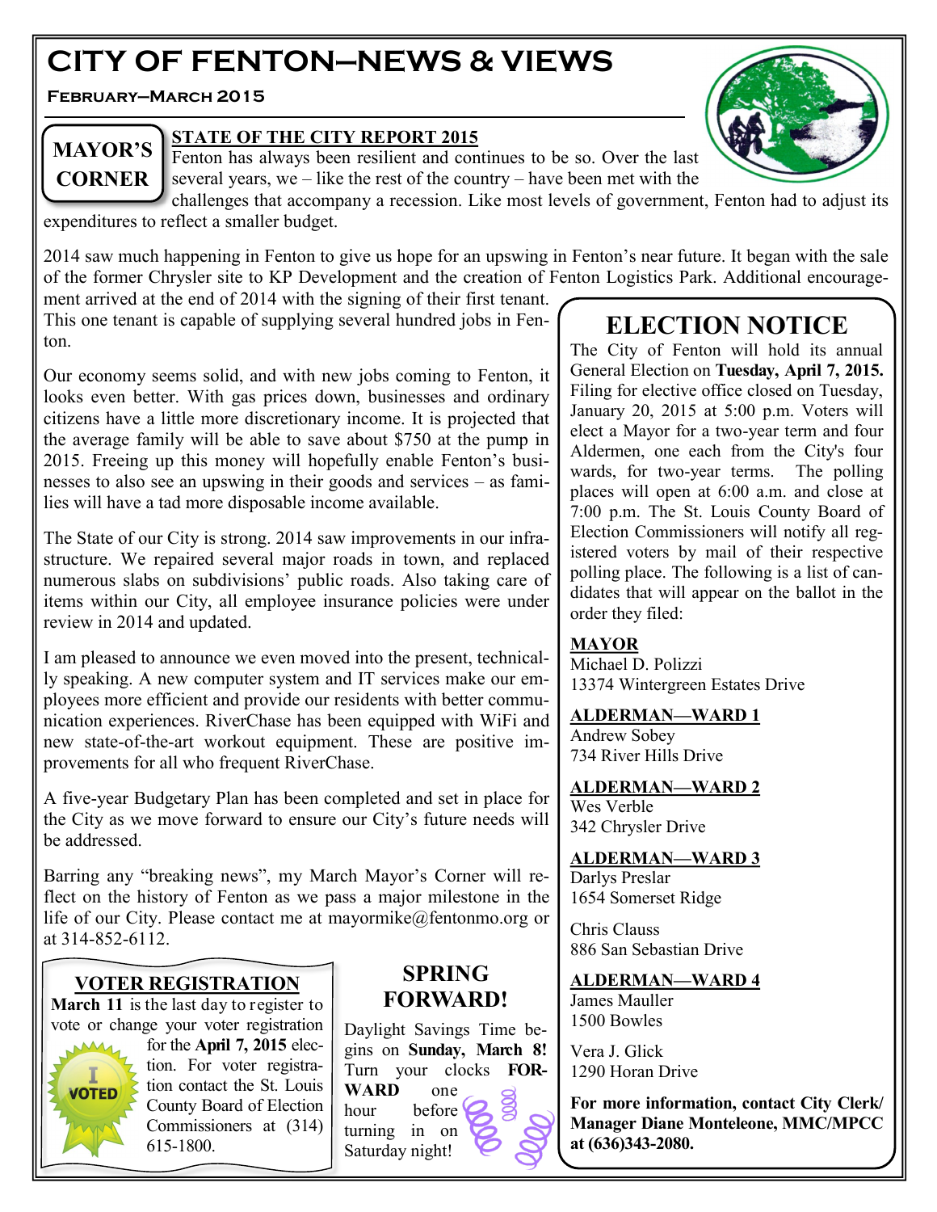# CITY OF FENTON—NEWS & VIEWS

**February–March 2015**

## MAYOR'S CORNER

### STATE OF THE CITY REPORT 2015

Fenton has always been resilient and continues to be so. Over the last several years, we – like the rest of the country – have been met with the challenges that accompany a recession. Like most levels of government, Fenton had to adjust its expenditures to reflect a smaller budget.

2014 saw much happening in Fenton to give us hope for an upswing in Fenton's near future. It began with the sale of the former Chrysler site to KP Development and the creation of Fenton Logistics Park. Additional encouragement arrived at the end of 2014 with the signing of their first tenant. This one tenant is capable of supplying several hundred jobs in Fenton.

Our economy seems solid, and with new jobs coming to Fenton, it looks even better. With gas prices down, businesses and ordinary citizens have a little more discretionary income. It is projected that the average family will be able to save about $750 at the pump in 2015. Freeing up this money will hopefully enable Fenton's businesses to also see an upswing in their goods and services – as families will have a tad more disposable income available.

The State of our City is strong. 2014 saw improvements in our infrastructure. We repaired several major roads in town, and replaced numerous slabs on subdivisions' public roads. Also taking care of items within our City, all employee insurance policies were under review in 2014 and updated.

I am pleased to announce we even moved into the present, technically speaking. A new computer system and IT services make our employees more efficient and provide our residents with better communication experiences. RiverChase has been equipped with WiFi and new state-of-the-art workout equipment. These are positive improvements for all who frequent RiverChase.

A five-year Budgetary Plan has been completed and set in place for the City as we move forward to ensure our City's future needs will be addressed.

Barring any "breaking news", my March Mayor's Corner will reflect on the history of Fenton as we pass a major milestone in the life of our City. Please contact me at mayormike@fentonmo.org or at 314-852-6112.

## ELECTION NOTICE

The City of Fenton will hold its annual General Election on **Tuesday, April 7, 2015.** Filing for elective office closed on Tuesday, January 20, 2015 at 5:00 p.m. Voters will elect a Mayor for a two-year term and four Aldermen, one each from the City's four wards, for two-year terms. The polling places will open at 6:00 a.m. and close at 7:00 p.m. The St. Louis County Board of Election Commissioners will notify all registered voters by mail of their respective polling place. The following is a list of candidates that will appear on the ballot in the order they filed:

**MAYOR**
Michael D. Polizzi
13374 Wintergreen Estates Drive

**ALDERMAN—WARD 1**
Andrew Sobey
734 River Hills Drive

**ALDERMAN—WARD 2**
Wes Verble
342 Chrysler Drive

**ALDERMAN—WARD 3**
Darlys Preslar
1654 Somerset Ridge

Chris Clauss
886 San Sebastian Drive

**ALDERMAN—WARD 4**
James Mauller
1500 Bowles

Vera J. Glick
1290 Horan Drive

**For more information, contact City Clerk/ Manager Diane Monteleone, MMC/MPCC at (636)343-2080.**

## VOTER REGISTRATION

**March 11** is the last day to register to vote or change your voter registration for the **April 7, 2015** election. For voter registration contact the St. Louis County Board of Election Commissioners at (314) 615-1800.

## SPRING FORWARD!

Daylight Savings Time begins on **Sunday, March 8!** Turn your clocks **FORWARD** one hour before turning in on Saturday night!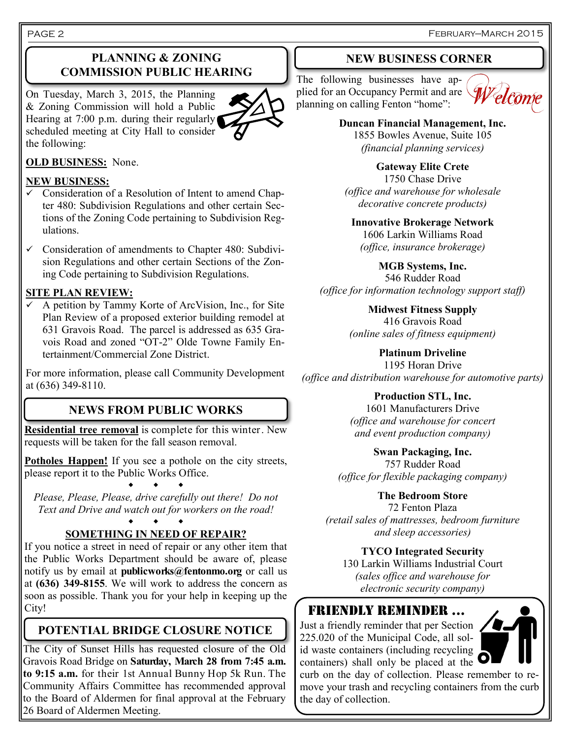## PLANNING & ZONING COMMISSION PUBLIC HEARING

On Tuesday, March 3, 2015, the Planning & Zoning Commission will hold a Public Hearing at 7:00 p.m. during their regularly scheduled meeting at City Hall to consider the following:

**OLD BUSINESS:** None.

**NEW BUSINESS:**

- ✓ Consideration of a Resolution of Intent to amend Chapter 480: Subdivision Regulations and other certain Sections of the Zoning Code pertaining to Subdivision Regulations.
- ✓ Consideration of amendments to Chapter 480: Subdivision Regulations and other certain Sections of the Zoning Code pertaining to Subdivision Regulations.

**SITE PLAN REVIEW:**

- ✓ A petition by Tammy Korte of ArcVision, Inc., for Site Plan Review of a proposed exterior building remodel at 631 Gravois Road. The parcel is addressed as 635 Gravois Road and zoned "OT-2" Olde Towne Family Entertainment/Commercial Zone District.

For more information, please call Community Development at (636) 349-8110.

## NEWS FROM PUBLIC WORKS

**Residential tree removal** is complete for this winter. New requests will be taken for the fall season removal.

**Potholes Happen!** If you see a pothole on the city streets, please report it to the Public Works Office.

◆ ◆ ◆

*Please, Please, Please, drive carefully out there! Do not Text and Drive and watch out for workers on the road!*

◆ ◆ ◆

**SOMETHING IN NEED OF REPAIR?**

If you notice a street in need of repair or any other item that the Public Works Department should be aware of, please notify us by email at **publicworks@fentonmo.org** or call us at **(636) 349-8155**. We will work to address the concern as soon as possible. Thank you for your help in keeping up the City!

## POTENTIAL BRIDGE CLOSURE NOTICE

The City of Sunset Hills has requested closure of the Old Gravois Road Bridge on **Saturday, March 28 from 7:45 a.m. to 9:15 a.m.** for their 1st Annual Bunny Hop 5k Run. The Community Affairs Committee has recommended approval to the Board of Aldermen for final approval at the February 26 Board of Aldermen Meeting.

## NEW BUSINESS CORNER

The following businesses have applied for an Occupancy Permit and are planning on calling Fenton "home":

Welcome

**Duncan Financial Management, Inc.**
1855 Bowles Avenue, Suite 105
*(financial planning services)*

**Gateway Elite Crete**
1750 Chase Drive
*(office and warehouse for wholesale decorative concrete products)*

**Innovative Brokerage Network**
1606 Larkin Williams Road
*(office, insurance brokerage)*

**MGB Systems, Inc.**
546 Rudder Road
*(office for information technology support staff)*

**Midwest Fitness Supply**
416 Gravois Road
*(online sales of fitness equipment)*

**Platinum Driveline**
1195 Horan Drive
*(office and distribution warehouse for automotive parts)*

**Production STL, Inc.**
1601 Manufacturers Drive
*(office and warehouse for concert and event production company)*

**Swan Packaging, Inc.**
757 Rudder Road
*(office for flexible packaging company)*

**The Bedroom Store**
72 Fenton Plaza
*(retail sales of mattresses, bedroom furniture and sleep accessories)*

**TYCO Integrated Security**
130 Larkin Williams Industrial Court
*(sales office and warehouse for electronic security company)*

## FRIENDLY REMINDER ...

Just a friendly reminder that per Section 225.020 of the Municipal Code, all solid waste containers (including recycling containers) shall only be placed at the curb on the day of collection. Please remember to remove your trash and recycling containers from the curb the day of collection.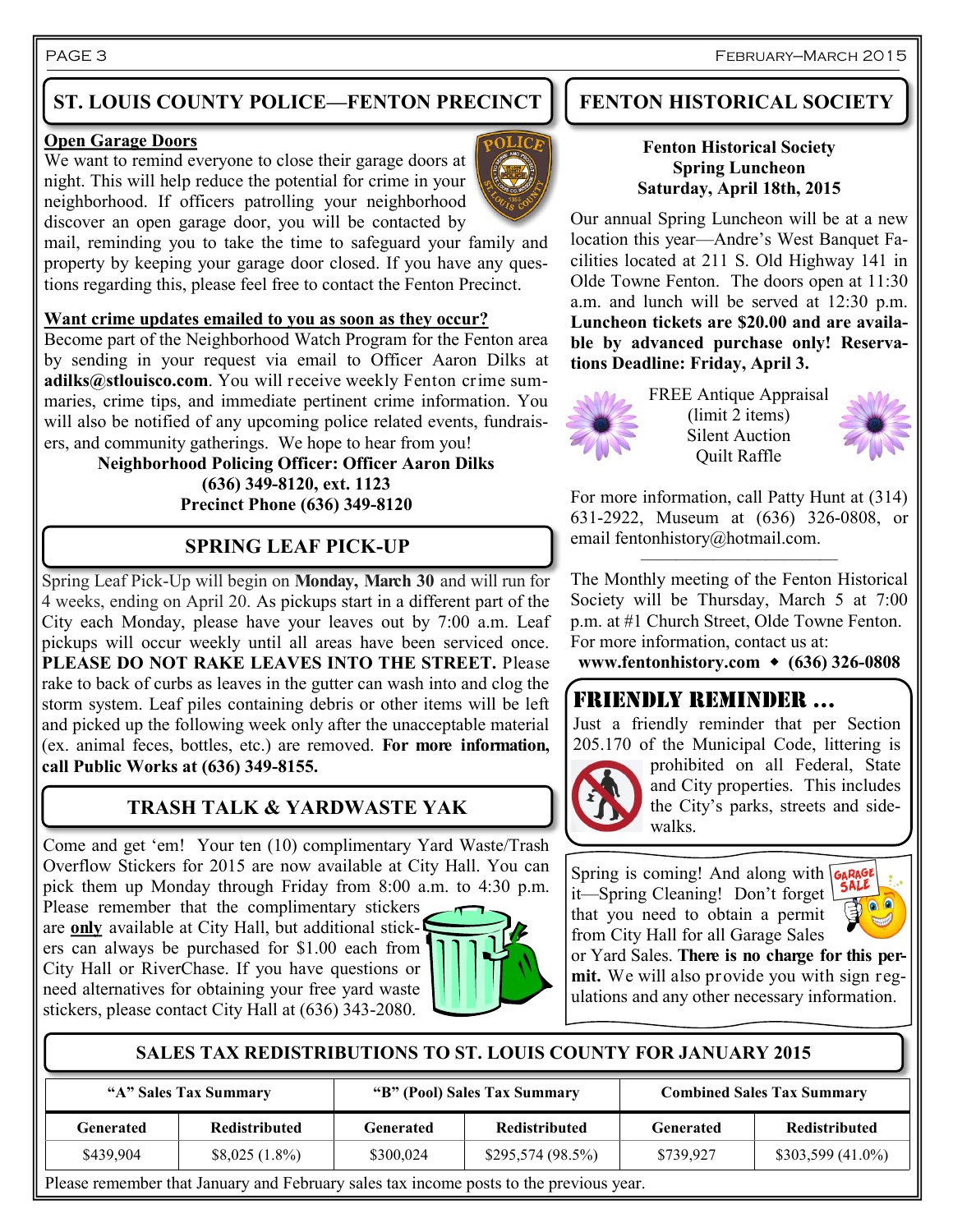## ST. LOUIS COUNTY POLICE—FENTON PRECINCT

**Open Garage Doors**

We want to remind everyone to close their garage doors at night. This will help reduce the potential for crime in your neighborhood. If officers patrolling your neighborhood discover an open garage door, you will be contacted by mail, reminding you to take the time to safeguard your family and property by keeping your garage door closed. If you have any questions regarding this, please feel free to contact the Fenton Precinct.

**Want crime updates emailed to you as soon as they occur?**

Become part of the Neighborhood Watch Program for the Fenton area by sending in your request via email to Officer Aaron Dilks at **adilks@stlouisco.com**. You will receive weekly Fenton crime summaries, crime tips, and immediate pertinent crime information. You will also be notified of any upcoming police related events, fundraisers, and community gatherings. We hope to hear from you!

**Neighborhood Policing Officer: Officer Aaron Dilks**
**(636) 349-8120, ext. 1123**
**Precinct Phone (636) 349-8120**

## SPRING LEAF PICK-UP

Spring Leaf Pick-Up will begin on **Monday, March 30** and will run for 4 weeks, ending on April 20. As pickups start in a different part of the City each Monday, please have your leaves out by 7:00 a.m. Leaf pickups will occur weekly until all areas have been serviced once. **PLEASE DO NOT RAKE LEAVES INTO THE STREET.** Please rake to back of curbs as leaves in the gutter can wash into and clog the storm system. Leaf piles containing debris or other items will be left and picked up the following week only after the unacceptable material (ex. animal feces, bottles, etc.) are removed. **For more information, call Public Works at (636) 349-8155.**

## TRASH TALK & YARDWASTE YAK

Come and get 'em! Your ten (10) complimentary Yard Waste/Trash Overflow Stickers for 2015 are now available at City Hall. You can pick them up Monday through Friday from 8:00 a.m. to 4:30 p.m. Please remember that the complimentary stickers are **only** available at City Hall, but additional stickers can always be purchased for $1.00 each from City Hall or RiverChase. If you have questions or need alternatives for obtaining your free yard waste stickers, please contact City Hall at (636) 343-2080.

## FENTON HISTORICAL SOCIETY

**Fenton Historical Society**
**Spring Luncheon**
**Saturday, April 18th, 2015**

Our annual Spring Luncheon will be at a new location this year—Andre's West Banquet Facilities located at 211 S. Old Highway 141 in Olde Towne Fenton. The doors open at 11:30 a.m. and lunch will be served at 12:30 p.m. **Luncheon tickets are $20.00 and are available by advanced purchase only! Reservations Deadline: Friday, April 3.**

FREE Antique Appraisal
(limit 2 items)
Silent Auction
Quilt Raffle

For more information, call Patty Hunt at (314) 631-2922, Museum at (636) 326-0808, or email fentonhistory@hotmail.com.

---

The Monthly meeting of the Fenton Historical Society will be Thursday, March 5 at 7:00 p.m. at #1 Church Street, Olde Towne Fenton. For more information, contact us at:

**www.fentonhistory.com ◆ (636) 326-0808**

## FRIENDLY REMINDER ...

Just a friendly reminder that per Section 205.170 of the Municipal Code, littering is prohibited on all Federal, State and City properties. This includes the City's parks, streets and sidewalks.

Spring is coming! And along with it—Spring Cleaning! Don't forget that you need to obtain a permit from City Hall for all Garage Sales or Yard Sales. **There is no charge for this permit.** We will also provide you with sign regulations and any other necessary information.

## SALES TAX REDISTRIBUTIONS TO ST. LOUIS COUNTY FOR JANUARY 2015

| "A" Sales Tax Summary | | "B" (Pool) Sales Tax Summary | | Combined Sales Tax Summary | |
|---|---|---|---|---|---|
| **Generated** | **Redistributed** | **Generated** | **Redistributed** | **Generated** | **Redistributed** |
| $439,904 | $8,025 (1.8%) | $300,024 | $295,574 (98.5%) | $739,927 | $303,599 (41.0%) |

Please remember that January and February sales tax income posts to the previous year.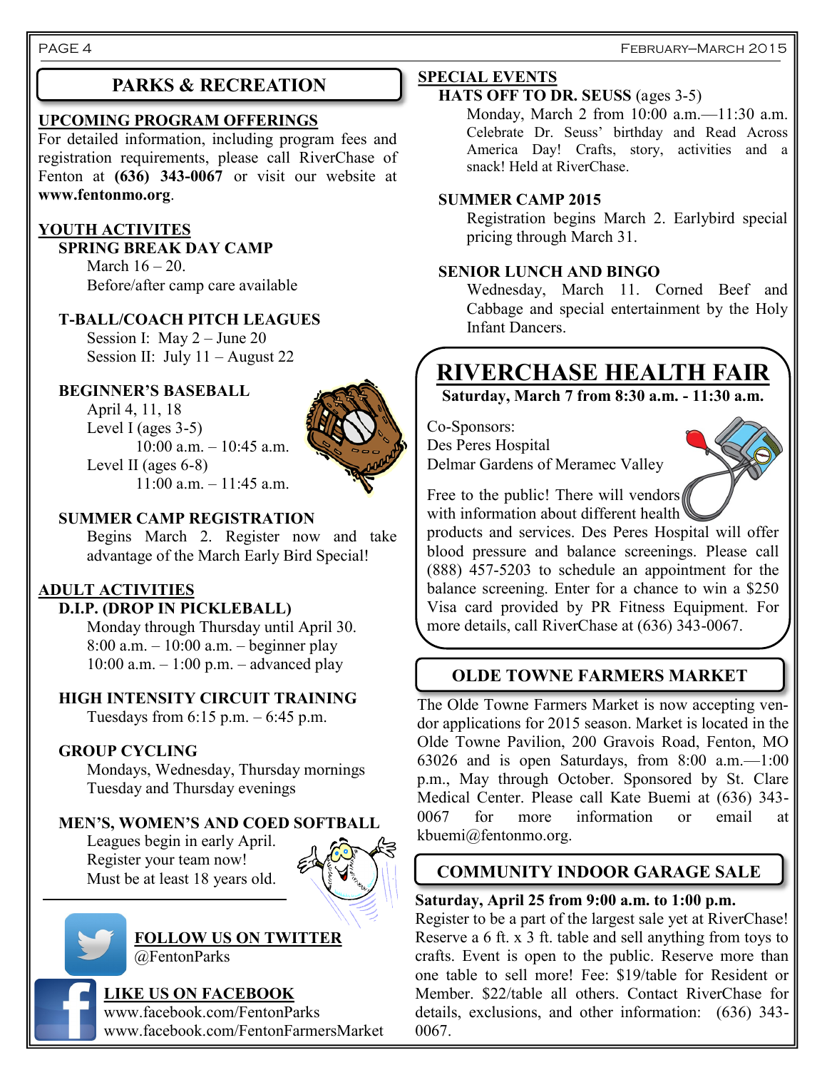## PARKS & RECREATION

### UPCOMING PROGRAM OFFERINGS

For detailed information, including program fees and registration requirements, please call RiverChase of Fenton at **(636) 343-0067** or visit our website at **www.fentonmo.org**.

### YOUTH ACTIVITES

**SPRING BREAK DAY CAMP**

March 16 – 20.
Before/after camp care available

**T-BALL/COACH PITCH LEAGUES**

Session I: May 2 – June 20
Session II: July 11 – August 22

**BEGINNER'S BASEBALL**

April 4, 11, 18
Level I (ages 3-5)
10:00 a.m. – 10:45 a.m.
Level II (ages 6-8)
11:00 a.m. – 11:45 a.m.

**SUMMER CAMP REGISTRATION**

Begins March 2. Register now and take advantage of the March Early Bird Special!

### ADULT ACTIVITIES

**D.I.P. (DROP IN PICKLEBALL)**

Monday through Thursday until April 30.
8:00 a.m. – 10:00 a.m. – beginner play
10:00 a.m. – 1:00 p.m. – advanced play

**HIGH INTENSITY CIRCUIT TRAINING**

Tuesdays from 6:15 p.m. – 6:45 p.m.

**GROUP CYCLING**

Mondays, Wednesday, Thursday mornings
Tuesday and Thursday evenings

**MEN'S, WOMEN'S AND COED SOFTBALL**

Leagues begin in early April.
Register your team now!
Must be at least 18 years old.

**FOLLOW US ON TWITTER**
@FentonParks

**LIKE US ON FACEBOOK**
www.facebook.com/FentonParks
www.facebook.com/FentonFarmersMarket

### SPECIAL EVENTS

**HATS OFF TO DR. SEUSS** (ages 3-5)

Monday, March 2 from 10:00 a.m.—11:30 a.m. Celebrate Dr. Seuss' birthday and Read Across America Day! Crafts, story, activities and a snack! Held at RiverChase.

**SUMMER CAMP 2015**

Registration begins March 2. Earlybird special pricing through March 31.

**SENIOR LUNCH AND BINGO**

Wednesday, March 11. Corned Beef and Cabbage and special entertainment by the Holy Infant Dancers.

## RIVERCHASE HEALTH FAIR

**Saturday, March 7 from 8:30 a.m. - 11:30 a.m.**

Co-Sponsors:
Des Peres Hospital
Delmar Gardens of Meramec Valley

Free to the public! There will vendors with information about different health products and services. Des Peres Hospital will offer blood pressure and balance screenings. Please call (888) 457-5203 to schedule an appointment for the balance screening. Enter for a chance to win a $250 Visa card provided by PR Fitness Equipment. For more details, call RiverChase at (636) 343-0067.

## OLDE TOWNE FARMERS MARKET

The Olde Towne Farmers Market is now accepting vendor applications for 2015 season. Market is located in the Olde Towne Pavilion, 200 Gravois Road, Fenton, MO 63026 and is open Saturdays, from 8:00 a.m.—1:00 p.m., May through October. Sponsored by St. Clare Medical Center. Please call Kate Buemi at (636) 343-0067 for more information or email at kbuemi@fentonmo.org.

## COMMUNITY INDOOR GARAGE SALE

**Saturday, April 25 from 9:00 a.m. to 1:00 p.m.**

Register to be a part of the largest sale yet at RiverChase! Reserve a 6 ft. x 3 ft. table and sell anything from toys to crafts. Event is open to the public. Reserve more than one table to sell more! Fee: $19/table for Resident or Member. $22/table all others. Contact RiverChase for details, exclusions, and other information: (636) 343-0067.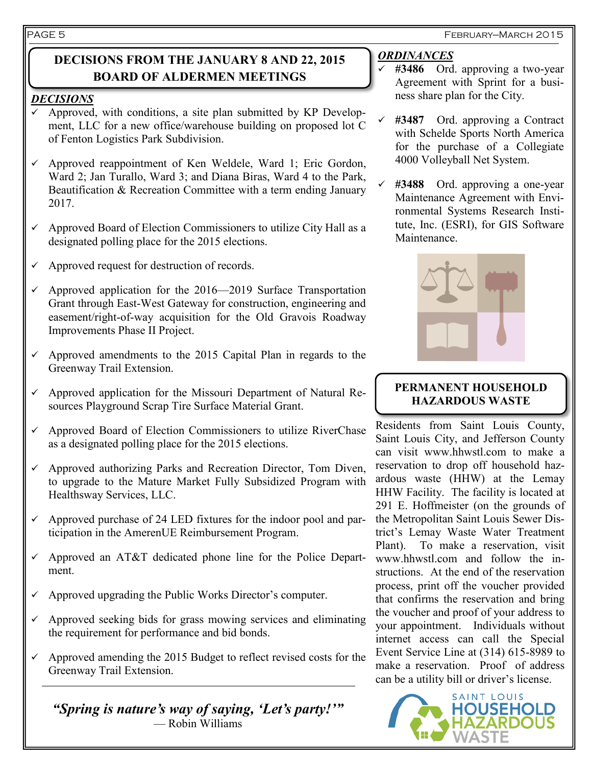## DECISIONS FROM THE JANUARY 8 AND 22, 2015 BOARD OF ALDERMEN MEETINGS

***DECISIONS***

- ✓ Approved, with conditions, a site plan submitted by KP Development, LLC for a new office/warehouse building on proposed lot C of Fenton Logistics Park Subdivision.
- ✓ Approved reappointment of Ken Weldele, Ward 1; Eric Gordon, Ward 2; Jan Turallo, Ward 3; and Diana Biras, Ward 4 to the Park, Beautification & Recreation Committee with a term ending January 2017.
- ✓ Approved Board of Election Commissioners to utilize City Hall as a designated polling place for the 2015 elections.
- ✓ Approved request for destruction of records.
- ✓ Approved application for the 2016—2019 Surface Transportation Grant through East-West Gateway for construction, engineering and easement/right-of-way acquisition for the Old Gravois Roadway Improvements Phase II Project.
- ✓ Approved amendments to the 2015 Capital Plan in regards to the Greenway Trail Extension.
- ✓ Approved application for the Missouri Department of Natural Resources Playground Scrap Tire Surface Material Grant.
- ✓ Approved Board of Election Commissioners to utilize RiverChase as a designated polling place for the 2015 elections.
- ✓ Approved authorizing Parks and Recreation Director, Tom Diven, to upgrade to the Mature Market Fully Subsidized Program with Healthsway Services, LLC.
- ✓ Approved purchase of 24 LED fixtures for the indoor pool and participation in the AmerenUE Reimbursement Program.
- ✓ Approved an AT&T dedicated phone line for the Police Department.
- ✓ Approved upgrading the Public Works Director's computer.
- ✓ Approved seeking bids for grass mowing services and eliminating the requirement for performance and bid bonds.
- ✓ Approved amending the 2015 Budget to reflect revised costs for the Greenway Trail Extension.

***"Spring is nature's way of saying, 'Let's party!'"***
— Robin Williams

***ORDINANCES***

- ✓ **#3486** Ord. approving a two-year Agreement with Sprint for a business share plan for the City.
- ✓ **#3487** Ord. approving a Contract with Schelde Sports North America for the purchase of a Collegiate 4000 Volleyball Net System.
- ✓ **#3488** Ord. approving a one-year Maintenance Agreement with Environmental Systems Research Institute, Inc. (ESRI), for GIS Software Maintenance.

## PERMANENT HOUSEHOLD HAZARDOUS WASTE

Residents from Saint Louis County, Saint Louis City, and Jefferson County can visit www.hhwstl.com to make a reservation to drop off household hazardous waste (HHW) at the Lemay HHW Facility. The facility is located at 291 E. Hoffmeister (on the grounds of the Metropolitan Saint Louis Sewer District's Lemay Waste Water Treatment Plant). To make a reservation, visit www.hhwstl.com and follow the instructions. At the end of the reservation process, print off the voucher provided that confirms the reservation and bring the voucher and proof of your address to your appointment. Individuals without internet access can call the Special Event Service Line at (314) 615-8989 to make a reservation. Proof of address can be a utility bill or driver's license.

SAINT LOUIS HOUSEHOLD HAZARDOUS WASTE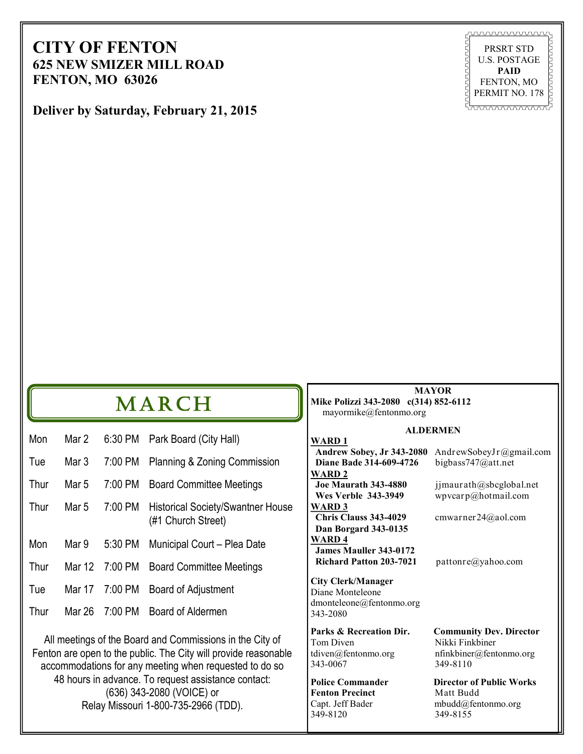# CITY OF FENTON
**625 NEW SMIZER MILL ROAD**
**FENTON, MO 63026**

**Deliver by Saturday, February 21, 2015**

PRSRT STD
U.S. POSTAGE
**PAID**
FENTON, MO
PERMIT NO. 178

## MARCH

| | | | |
|---|---|---|---|
| Mon | Mar 2 | 6:30 PM | Park Board (City Hall) |
| Tue | Mar 3 | 7:00 PM | Planning & Zoning Commission |
| Thur | Mar 5 | 7:00 PM | Board Committee Meetings |
| Thur | Mar 5 | 7:00 PM | Historical Society/Swantner House (#1 Church Street) |
| Mon | Mar 9 | 5:30 PM | Municipal Court – Plea Date |
| Thur | Mar 12 | 7:00 PM | Board Committee Meetings |
| Tue | Mar 17 | 7:00 PM | Board of Adjustment |
| Thur | Mar 26 | 7:00 PM | Board of Aldermen |

All meetings of the Board and Commissions in the City of Fenton are open to the public. The City will provide reasonable accommodations for any meeting when requested to do so 48 hours in advance. To request assistance contact: (636) 343-2080 (VOICE) or Relay Missouri 1-800-735-2966 (TDD).

**MAYOR**
**Mike Polizzi 343-2080 c(314) 852-6112**
mayormike@fentonmo.org

**ALDERMEN**

**WARD 1**
**Andrew Sobey, Jr 343-2080** AndrewSobeyJr@gmail.com
**Diane Bade 314-609-4726** bigbass747@att.net

**WARD 2**
**Joe Maurath 343-4880** jjmaurath@sbcglobal.net
**Wes Verble 343-3949** wpvcarp@hotmail.com

**WARD 3**
**Chris Clauss 343-4029** cmwarner24@aol.com
**Dan Borgard 343-0135**

**WARD 4**
**James Mauller 343-0172**
**Richard Patton 203-7021** pattonre@yahoo.com

**City Clerk/Manager**
Diane Monteleone
dmonteleone@fentonmo.org
343-2080

**Parks & Recreation Dir.**
Tom Diven
tdiven@fentonmo.org
343-0067

**Community Dev. Director**
Nikki Finkbiner
nfinkbiner@fentonmo.org
349-8110

**Police Commander**
**Fenton Precinct**
Capt. Jeff Bader
349-8120

**Director of Public Works**
Matt Budd
mbudd@fentonmo.org
349-8155